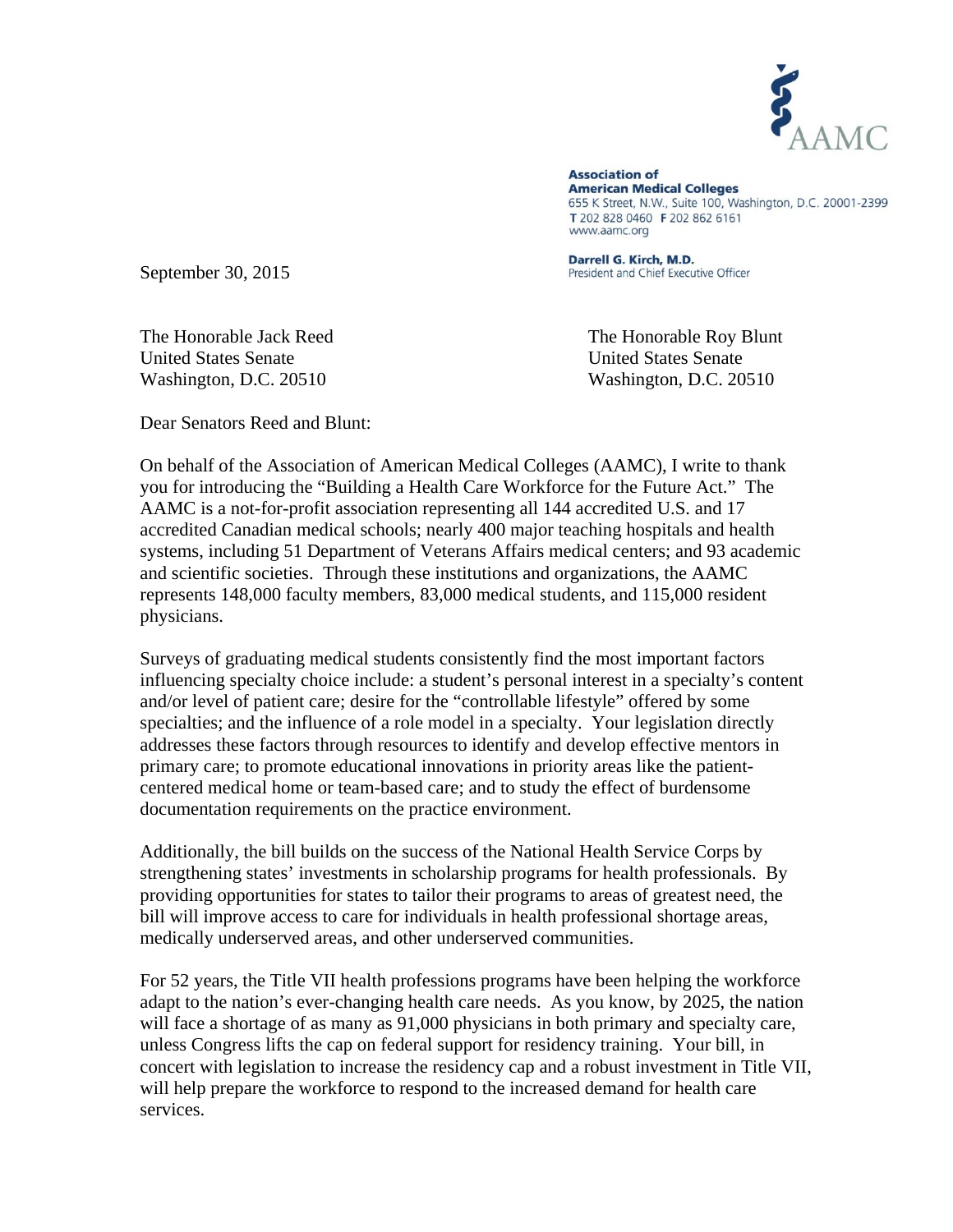AAMC

**Association of American Medical Colleges**
655 K Street, N.W., Suite 100, Washington, D.C. 20001-2399
T 202 828 0460 F 202 862 6161
www.aamc.org

**Darrell G. Kirch, M.D.**
President and Chief Executive Officer

September 30, 2015

The Honorable Jack Reed
United States Senate
Washington, D.C. 20510

The Honorable Roy Blunt
United States Senate
Washington, D.C. 20510

Dear Senators Reed and Blunt:

On behalf of the Association of American Medical Colleges (AAMC), I write to thank you for introducing the "Building a Health Care Workforce for the Future Act." The AAMC is a not-for-profit association representing all 144 accredited U.S. and 17 accredited Canadian medical schools; nearly 400 major teaching hospitals and health systems, including 51 Department of Veterans Affairs medical centers; and 93 academic and scientific societies. Through these institutions and organizations, the AAMC represents 148,000 faculty members, 83,000 medical students, and 115,000 resident physicians.

Surveys of graduating medical students consistently find the most important factors influencing specialty choice include: a student's personal interest in a specialty's content and/or level of patient care; desire for the "controllable lifestyle" offered by some specialties; and the influence of a role model in a specialty. Your legislation directly addresses these factors through resources to identify and develop effective mentors in primary care; to promote educational innovations in priority areas like the patient-centered medical home or team-based care; and to study the effect of burdensome documentation requirements on the practice environment.

Additionally, the bill builds on the success of the National Health Service Corps by strengthening states' investments in scholarship programs for health professionals. By providing opportunities for states to tailor their programs to areas of greatest need, the bill will improve access to care for individuals in health professional shortage areas, medically underserved areas, and other underserved communities.

For 52 years, the Title VII health professions programs have been helping the workforce adapt to the nation's ever-changing health care needs. As you know, by 2025, the nation will face a shortage of as many as 91,000 physicians in both primary and specialty care, unless Congress lifts the cap on federal support for residency training. Your bill, in concert with legislation to increase the residency cap and a robust investment in Title VII, will help prepare the workforce to respond to the increased demand for health care services.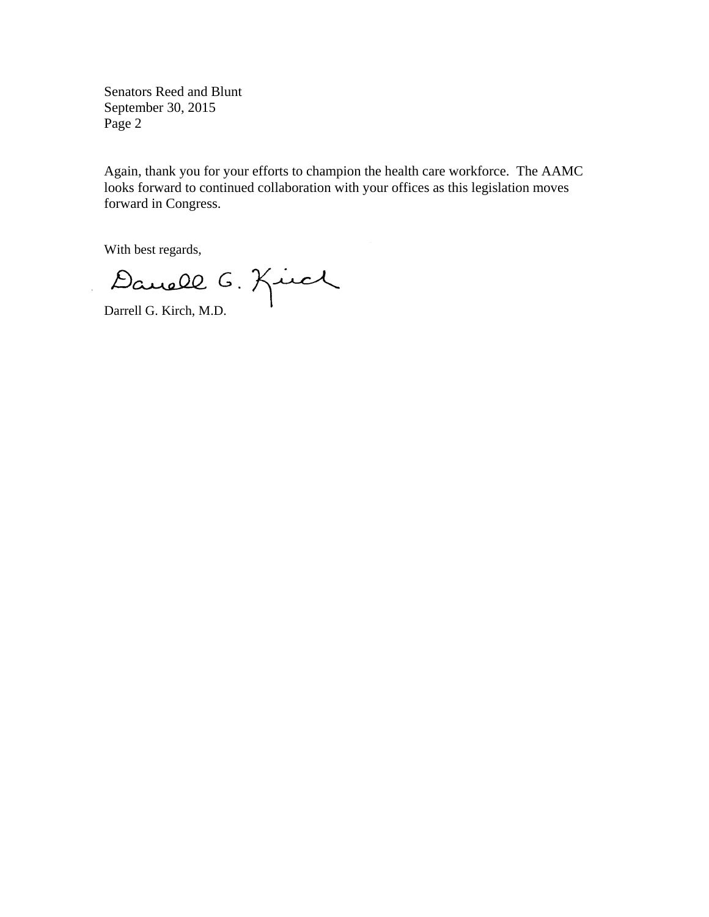Again, thank you for your efforts to champion the health care workforce. The AAMC looks forward to continued collaboration with your offices as this legislation moves forward in Congress.

With best regards,

Darrell G. Kirch, M.D.